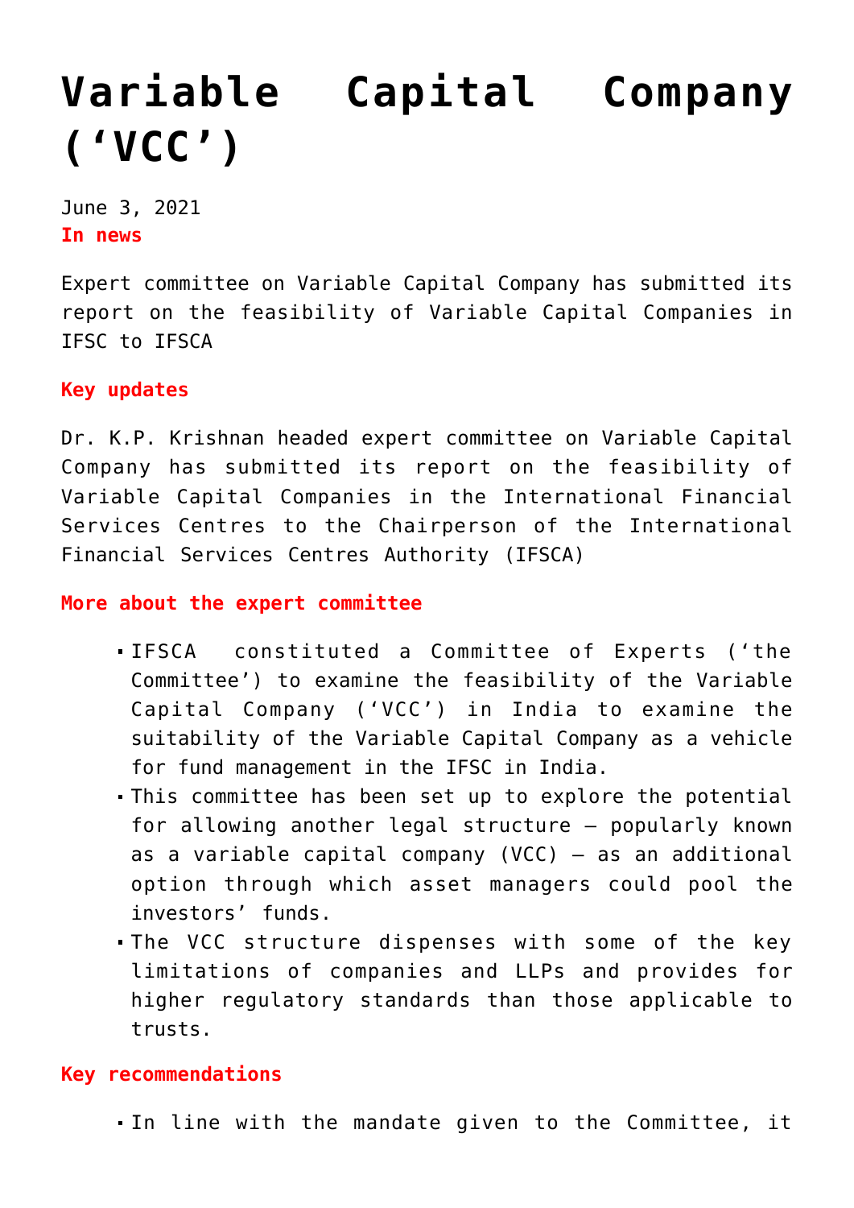# Variable Capital Company ('VCC')

June 3, 2021

**In news**

Expert committee on Variable Capital Company has submitted its report on the feasibility of Variable Capital Companies in IFSC to IFSCA

**Key updates**

Dr. K.P. Krishnan headed expert committee on Variable Capital Company has submitted its report on the feasibility of Variable Capital Companies in the International Financial Services Centres to the Chairperson of the International Financial Services Centres Authority (IFSCA)

**More about the expert committee**

- IFSCA constituted a Committee of Experts ('the Committee') to examine the feasibility of the Variable Capital Company ('VCC') in India to examine the suitability of the Variable Capital Company as a vehicle for fund management in the IFSC in India.
- This committee has been set up to explore the potential for allowing another legal structure – popularly known as a variable capital company (VCC) – as an additional option through which asset managers could pool the investors' funds.
- The VCC structure dispenses with some of the key limitations of companies and LLPs and provides for higher regulatory standards than those applicable to trusts.

**Key recommendations**

- In line with the mandate given to the Committee, it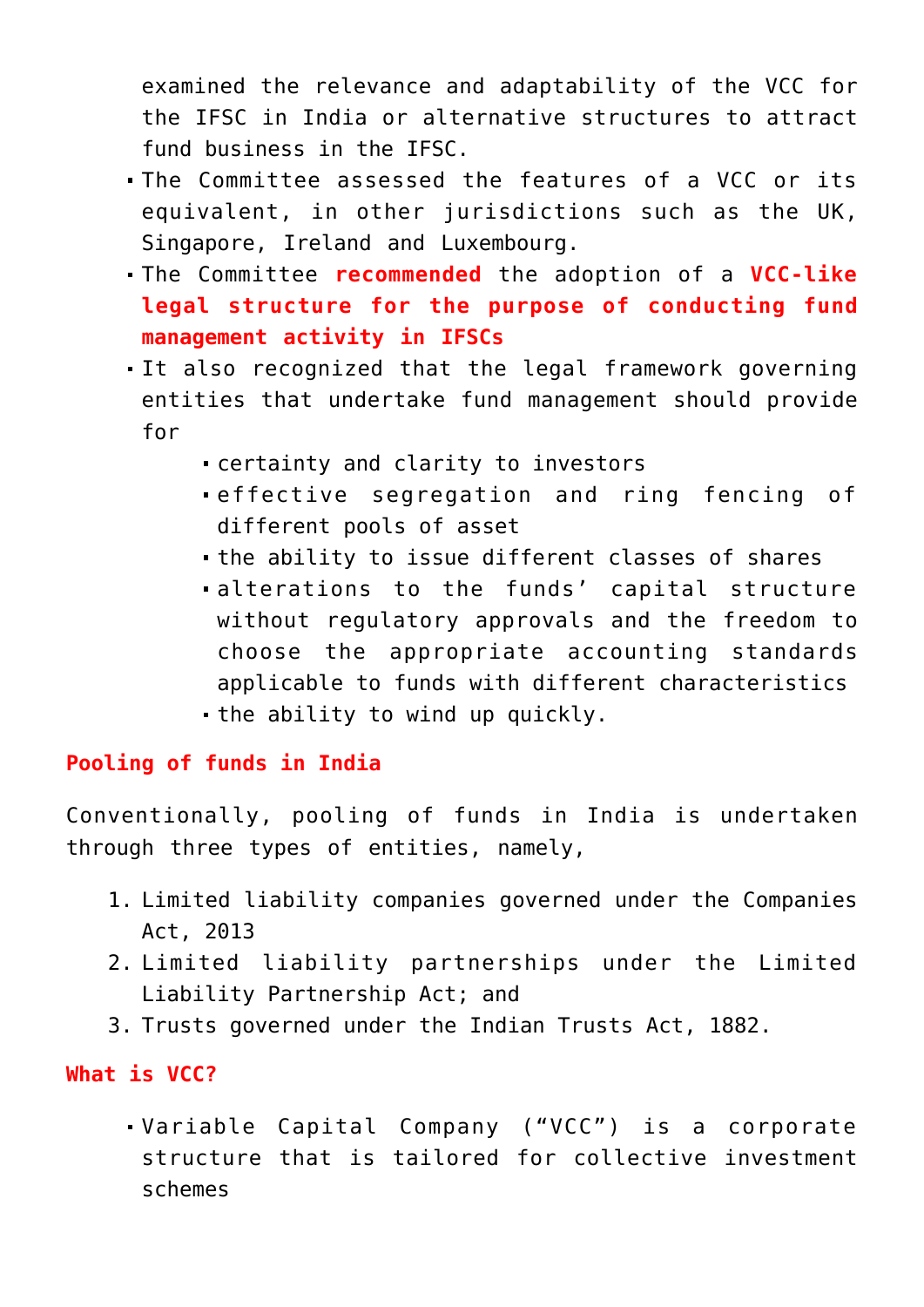examined the relevance and adaptability of the VCC for the IFSC in India or alternative structures to attract fund business in the IFSC.

- The Committee assessed the features of a VCC or its equivalent, in other jurisdictions such as the UK, Singapore, Ireland and Luxembourg.
- The Committee **recommended** the adoption of a **VCC-like legal structure for the purpose of conducting fund management activity in IFSCs**
- It also recognized that the legal framework governing entities that undertake fund management should provide for
  - certainty and clarity to investors
  - effective segregation and ring fencing of different pools of asset
  - the ability to issue different classes of shares
  - alterations to the funds' capital structure without regulatory approvals and the freedom to choose the appropriate accounting standards applicable to funds with different characteristics
  - the ability to wind up quickly.

## Pooling of funds in India

Conventionally, pooling of funds in India is undertaken through three types of entities, namely,

1. Limited liability companies governed under the Companies Act, 2013
2. Limited liability partnerships under the Limited Liability Partnership Act; and
3. Trusts governed under the Indian Trusts Act, 1882.

## What is VCC?

- Variable Capital Company ("VCC") is a corporate structure that is tailored for collective investment schemes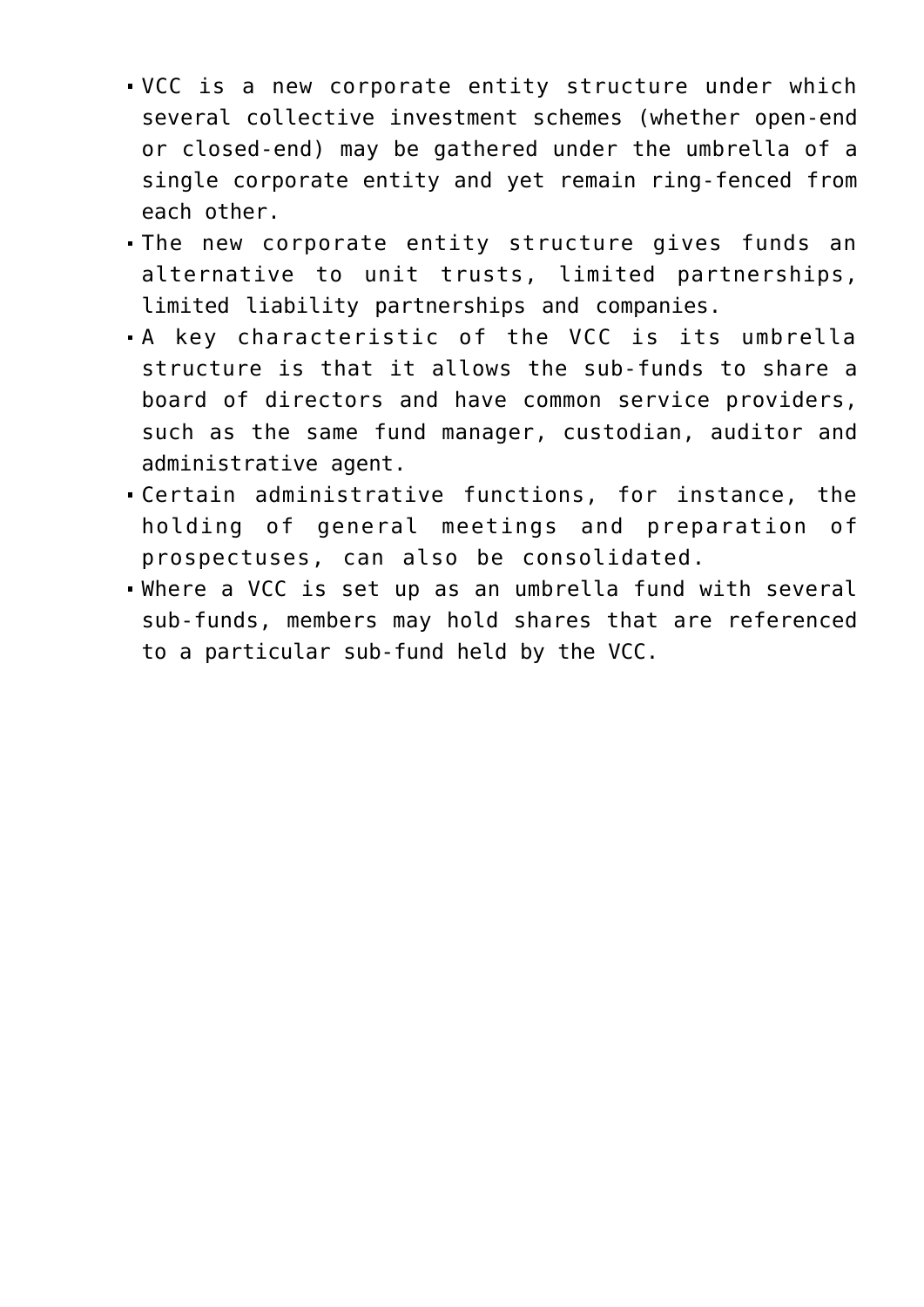- VCC is a new corporate entity structure under which several collective investment schemes (whether open-end or closed-end) may be gathered under the umbrella of a single corporate entity and yet remain ring-fenced from each other.
- The new corporate entity structure gives funds an alternative to unit trusts, limited partnerships, limited liability partnerships and companies.
- A key characteristic of the VCC is its umbrella structure is that it allows the sub-funds to share a board of directors and have common service providers, such as the same fund manager, custodian, auditor and administrative agent.
- Certain administrative functions, for instance, the holding of general meetings and preparation of prospectuses, can also be consolidated.
- Where a VCC is set up as an umbrella fund with several sub-funds, members may hold shares that are referenced to a particular sub-fund held by the VCC.